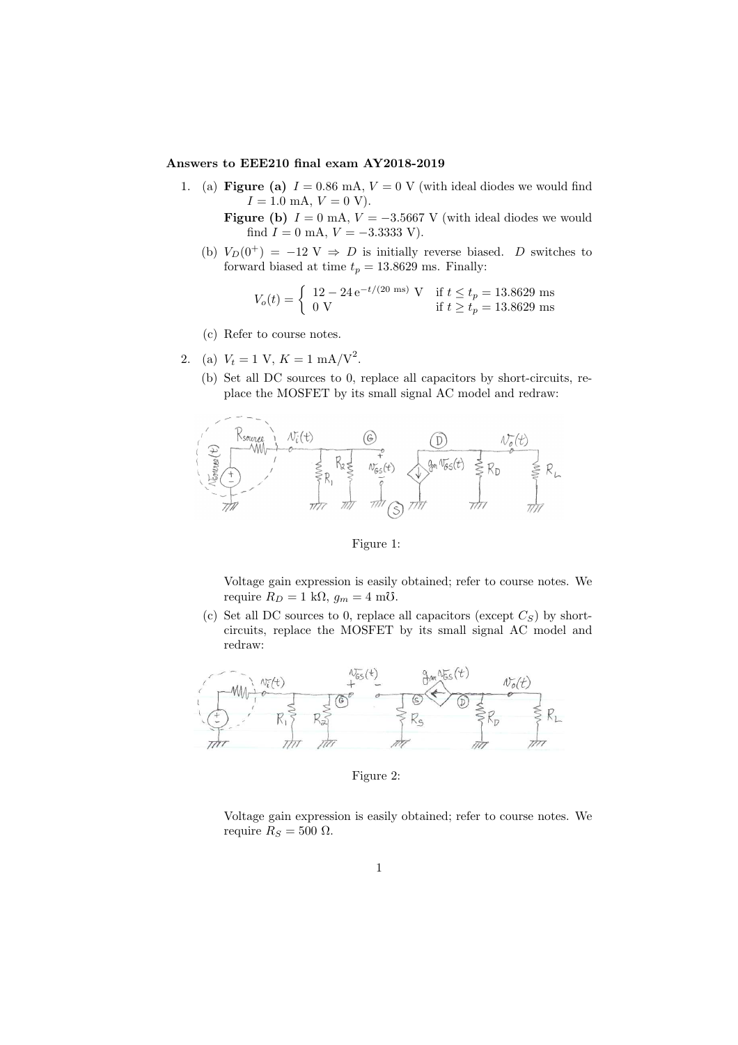**Answers to EEE210 final exam AY2018-2019**

1. (a) **Figure (a)** $I = 0.86$ mA, $V = 0$ V (with ideal diodes we would find $I = 1.0$ mA, $V = 0$ V).

   **Figure (b)** $I = 0$ mA, $V = -3.5667$ V (with ideal diodes we would find $I = 0$ mA, $V = -3.3333$ V).

   (b) $V_D(0^+) = -12$ V $\Rightarrow$ $D$ is initially reverse biased. $D$ switches to forward biased at time $t_p = 13.8629$ ms. Finally:

$$V_o(t) = \begin{cases} 12 - 24\,\mathrm{e}^{-t/(20\text{ ms})} \text{ V} & \text{if } t \leq t_p = 13.8629 \text{ ms} \\ 0 \text{ V} & \text{if } t \geq t_p = 13.8629 \text{ ms} \end{cases}$$

   (c) Refer to course notes.

2. (a) $V_t = 1$ V, $K = 1$ mA/V$^2$.

   (b) Set all DC sources to 0, replace all capacitors by short-circuits, replace the MOSFET by its small signal AC model and redraw:

Figure 1:

   Voltage gain expression is easily obtained; refer to course notes. We require $R_D = 1$ kΩ, $g_m = 4$ m℧.

   (c) Set all DC sources to 0, replace all capacitors (except $C_S$) by short-circuits, replace the MOSFET by its small signal AC model and redraw:

Figure 2:

   Voltage gain expression is easily obtained; refer to course notes. We require $R_S = 500$ Ω.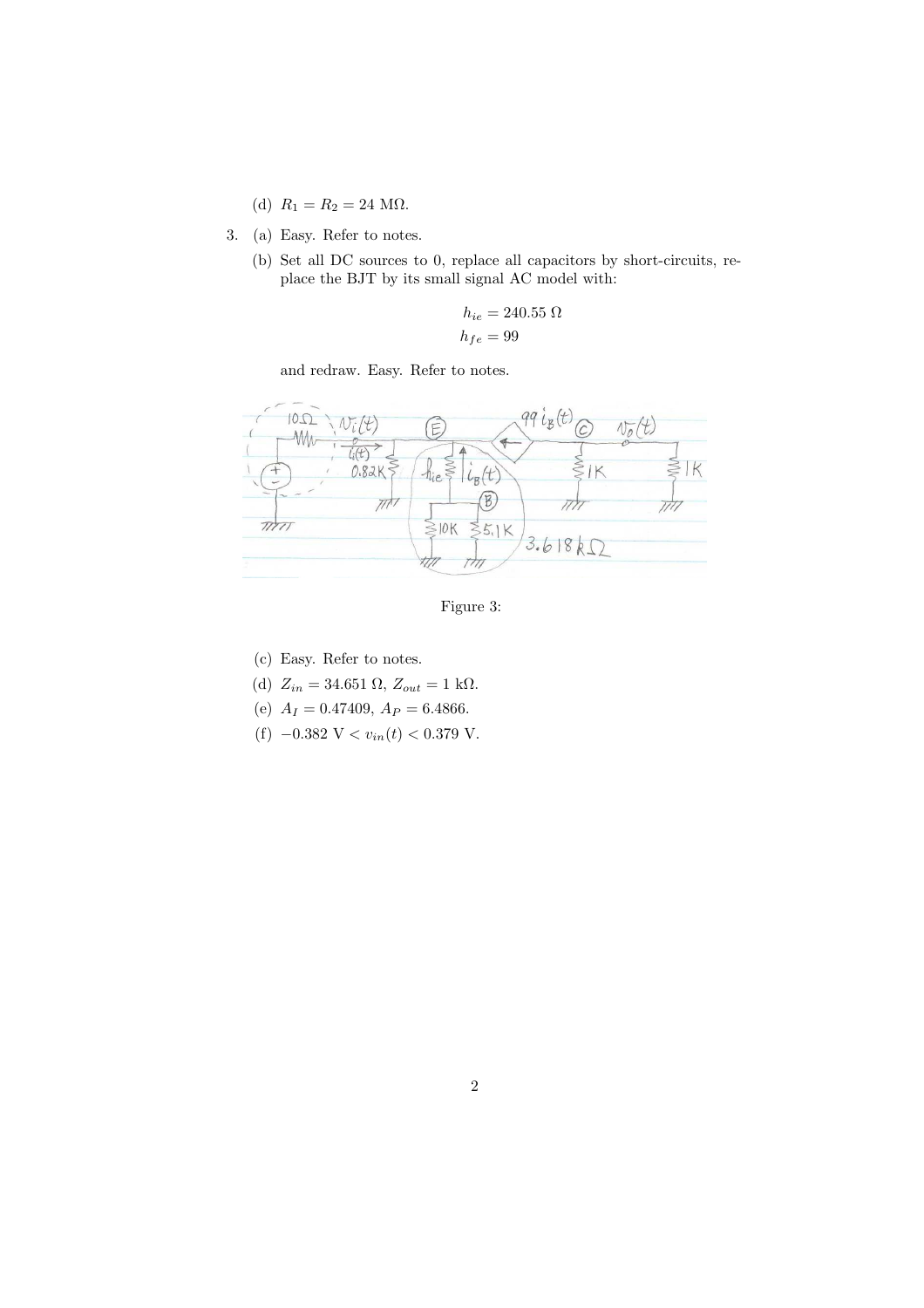(d) $R_1 = R_2 = 24$ MΩ.

3. (a) Easy. Refer to notes.

   (b) Set all DC sources to 0, replace all capacitors by short-circuits, replace the BJT by its small signal AC model with:

$$h_{ie} = 240.55\ \Omega$$
$$h_{fe} = 99$$

   and redraw. Easy. Refer to notes.

Figure 3:

   (c) Easy. Refer to notes.

   (d) $Z_{in} = 34.651\ \Omega$, $Z_{out} = 1$ kΩ.

   (e) $A_I = 0.47409$, $A_P = 6.4866$.

   (f) $-0.382$ V $< v_{in}(t) < 0.379$ V.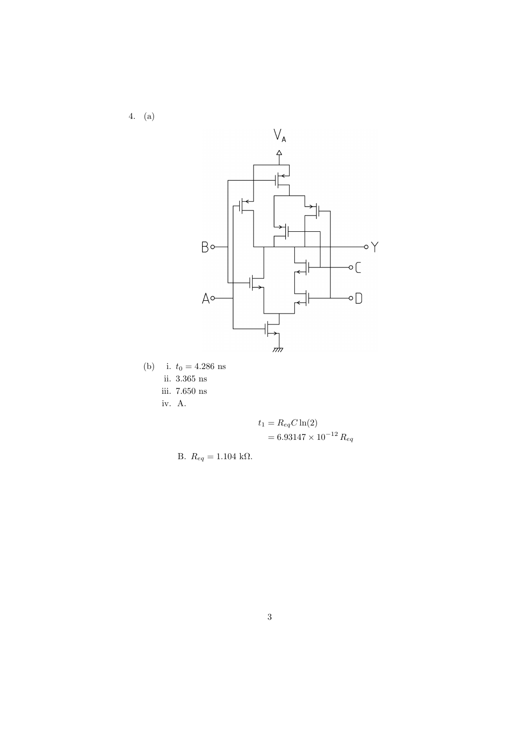4. (a)

V_A

B

A

Y

C

D

(b) i. $t_0 = 4.286$ ns

ii. 3.365 ns

iii. 7.650 ns

iv. A.

$$
\begin{aligned}
t_1 &= R_{eq} C \ln(2) \\
&= 6.93147 \times 10^{-12} \, R_{eq}
\end{aligned}
$$

B. $R_{eq} = 1.104$ kΩ.